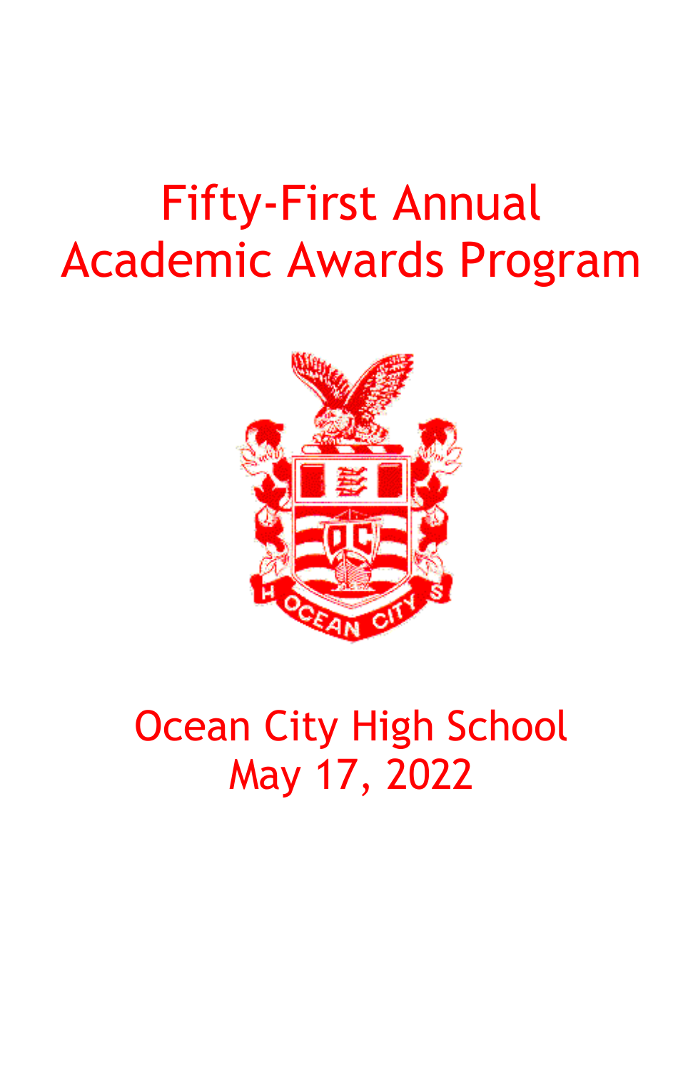# Fifty-First Annual Academic Awards Program

Ocean City High School
May 17, 2022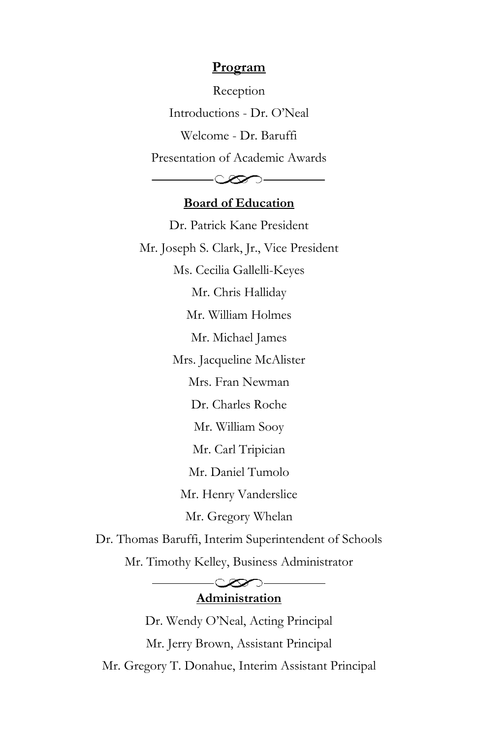## Program

Reception

Introductions - Dr. O'Neal

Welcome - Dr. Baruffi

Presentation of Academic Awards

---

## Board of Education

Dr. Patrick Kane President

Mr. Joseph S. Clark, Jr., Vice President

Ms. Cecilia Gallelli-Keyes

Mr. Chris Halliday

Mr. William Holmes

Mr. Michael James

Mrs. Jacqueline McAlister

Mrs. Fran Newman

Dr. Charles Roche

Mr. William Sooy

Mr. Carl Tripician

Mr. Daniel Tumolo

Mr. Henry Vanderslice

Mr. Gregory Whelan

Dr. Thomas Baruffi, Interim Superintendent of Schools

Mr. Timothy Kelley, Business Administrator

---

## Administration

Dr. Wendy O'Neal, Acting Principal

Mr. Jerry Brown, Assistant Principal

Mr. Gregory T. Donahue, Interim Assistant Principal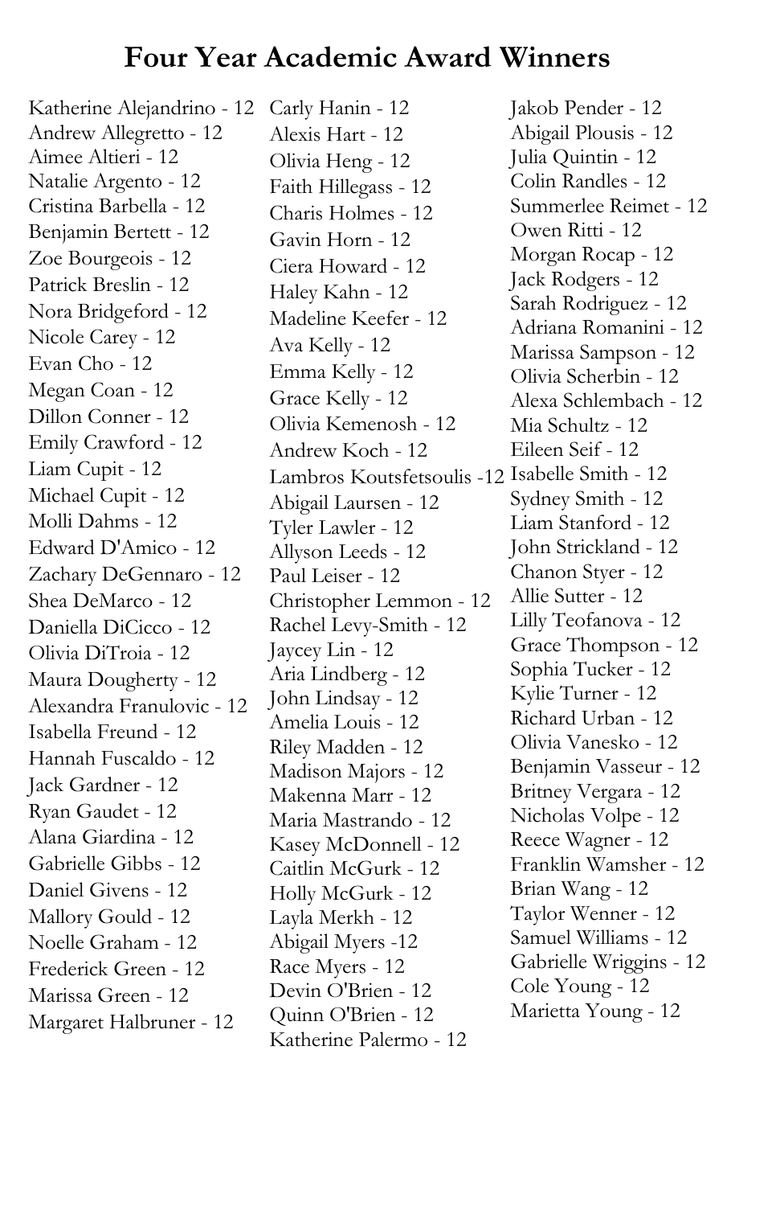# Four Year Academic Award Winners

Katherine Alejandrino - 12
Andrew Allegretto - 12
Aimee Altieri - 12
Natalie Argento - 12
Cristina Barbella - 12
Benjamin Bertett - 12
Zoe Bourgeois - 12
Patrick Breslin - 12
Nora Bridgeford - 12
Nicole Carey - 12
Evan Cho - 12
Megan Coan - 12
Dillon Conner - 12
Emily Crawford - 12
Liam Cupit - 12
Michael Cupit - 12
Molli Dahms - 12
Edward D'Amico - 12
Zachary DeGennaro - 12
Shea DeMarco - 12
Daniella DiCicco - 12
Olivia DiTroia - 12
Maura Dougherty - 12
Alexandra Franulovic - 12
Isabella Freund - 12
Hannah Fuscaldo - 12
Jack Gardner - 12
Ryan Gaudet - 12
Alana Giardina - 12
Gabrielle Gibbs - 12
Daniel Givens - 12
Mallory Gould - 12
Noelle Graham - 12
Frederick Green - 12
Marissa Green - 12
Margaret Halbruner - 12
Carly Hanin - 12
Alexis Hart - 12
Olivia Heng - 12
Faith Hillegass - 12
Charis Holmes - 12
Gavin Horn - 12
Ciera Howard - 12
Haley Kahn - 12
Madeline Keefer - 12
Ava Kelly - 12
Emma Kelly - 12
Grace Kelly - 12
Olivia Kemenosh - 12
Andrew Koch - 12
Lambros Koutsfetsoulis -12
Abigail Laursen - 12
Tyler Lawler - 12
Allyson Leeds - 12
Paul Leiser - 12
Christopher Lemmon - 12
Rachel Levy-Smith - 12
Jaycey Lin - 12
Aria Lindberg - 12
John Lindsay - 12
Amelia Louis - 12
Riley Madden - 12
Madison Majors - 12
Makenna Marr - 12
Maria Mastrando - 12
Kasey McDonnell - 12
Caitlin McGurk - 12
Holly McGurk - 12
Layla Merkh - 12
Abigail Myers -12
Race Myers - 12
Devin O'Brien - 12
Quinn O'Brien - 12
Katherine Palermo - 12
Jakob Pender - 12
Abigail Plousis - 12
Julia Quintin - 12
Colin Randles - 12
Summerlee Reimet - 12
Owen Ritti - 12
Morgan Rocap - 12
Jack Rodgers - 12
Sarah Rodriguez - 12
Adriana Romanini - 12
Marissa Sampson - 12
Olivia Scherbin - 12
Alexa Schlembach - 12
Mia Schultz - 12
Eileen Seif - 12
Isabelle Smith - 12
Sydney Smith - 12
Liam Stanford - 12
John Strickland - 12
Chanon Styer - 12
Allie Sutter - 12
Lilly Teofanova - 12
Grace Thompson - 12
Sophia Tucker - 12
Kylie Turner - 12
Richard Urban - 12
Olivia Vanesko - 12
Benjamin Vasseur - 12
Britney Vergara - 12
Nicholas Volpe - 12
Reece Wagner - 12
Franklin Wamsher - 12
Brian Wang - 12
Taylor Wenner - 12
Samuel Williams - 12
Gabrielle Wriggins - 12
Cole Young - 12
Marietta Young - 12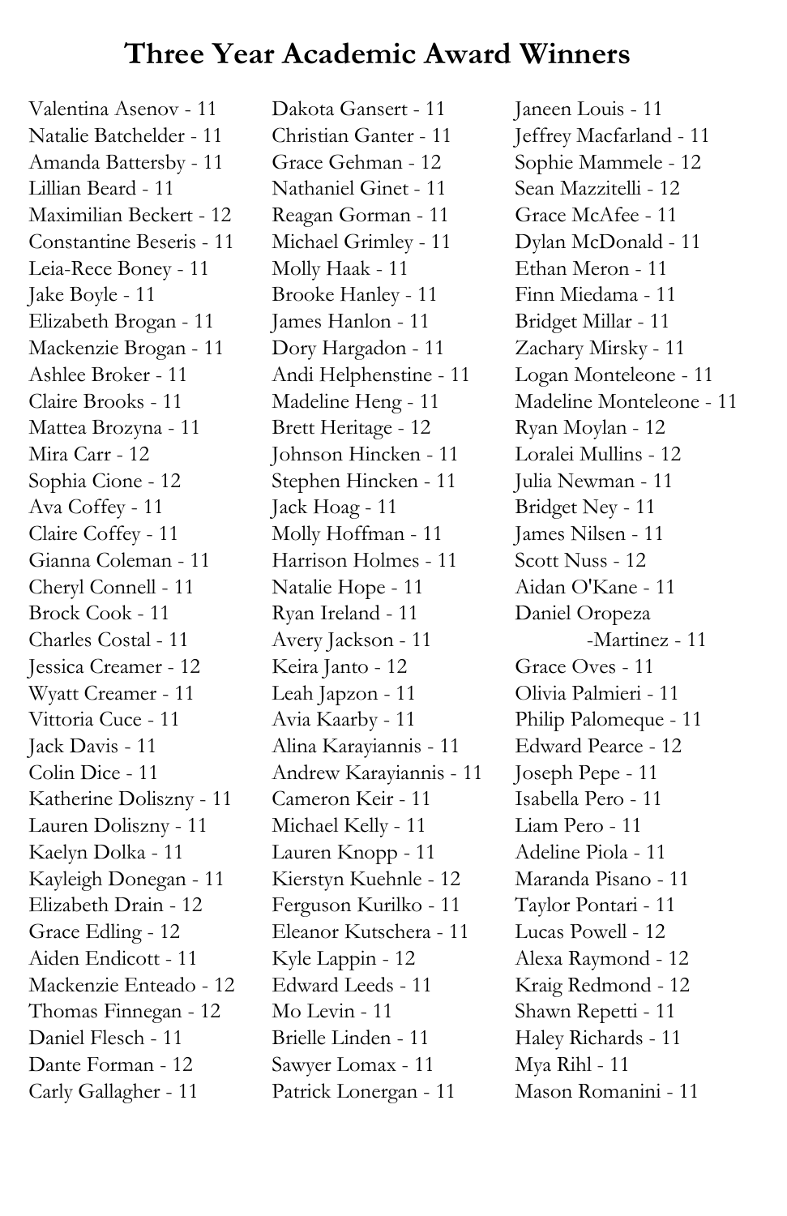# Three Year Academic Award Winners

Valentina Asenov - 11
Natalie Batchelder - 11
Amanda Battersby - 11
Lillian Beard - 11
Maximilian Beckert - 12
Constantine Beseris - 11
Leia-Rece Boney - 11
Jake Boyle - 11
Elizabeth Brogan - 11
Mackenzie Brogan - 11
Ashlee Broker - 11
Claire Brooks - 11
Mattea Brozyna - 11
Mira Carr - 12
Sophia Cione - 12
Ava Coffey - 11
Claire Coffey - 11
Gianna Coleman - 11
Cheryl Connell - 11
Brock Cook - 11
Charles Costal - 11
Jessica Creamer - 12
Wyatt Creamer - 11
Vittoria Cuce - 11
Jack Davis - 11
Colin Dice - 11
Katherine Doliszny - 11
Lauren Doliszny - 11
Kaelyn Dolka - 11
Kayleigh Donegan - 11
Elizabeth Drain - 12
Grace Edling - 12
Aiden Endicott - 11
Mackenzie Enteado - 12
Thomas Finnegan - 12
Daniel Flesch - 11
Dante Forman - 12
Carly Gallagher - 11
Dakota Gansert - 11
Christian Ganter - 11
Grace Gehman - 12
Nathaniel Ginet - 11
Reagan Gorman - 11
Michael Grimley - 11
Molly Haak - 11
Brooke Hanley - 11
James Hanlon - 11
Dory Hargadon - 11
Andi Helphenstine - 11
Madeline Heng - 11
Brett Heritage - 12
Johnson Hincken - 11
Stephen Hincken - 11
Jack Hoag - 11
Molly Hoffman - 11
Harrison Holmes - 11
Natalie Hope - 11
Ryan Ireland - 11
Avery Jackson - 11
Keira Janto - 12
Leah Japzon - 11
Avia Kaarby - 11
Alina Karayiannis - 11
Andrew Karayiannis - 11
Cameron Keir - 11
Michael Kelly - 11
Lauren Knopp - 11
Kierstyn Kuehnle - 12
Ferguson Kurilko - 11
Eleanor Kutschera - 11
Kyle Lappin - 12
Edward Leeds - 11
Mo Levin - 11
Brielle Linden - 11
Sawyer Lomax - 11
Patrick Lonergan - 11
Janeen Louis - 11
Jeffrey Macfarland - 11
Sophie Mammele - 12
Sean Mazzitelli - 12
Grace McAfee - 11
Dylan McDonald - 11
Ethan Meron - 11
Finn Miedama - 11
Bridget Millar - 11
Zachary Mirsky - 11
Logan Monteleone - 11
Madeline Monteleone - 11
Ryan Moylan - 12
Loralei Mullins - 12
Julia Newman - 11
Bridget Ney - 11
James Nilsen - 11
Scott Nuss - 12
Aidan O'Kane - 11
Daniel Oropeza-Martinez - 11
Grace Oves - 11
Olivia Palmieri - 11
Philip Palomeque - 11
Edward Pearce - 12
Joseph Pepe - 11
Isabella Pero - 11
Liam Pero - 11
Adeline Piola - 11
Maranda Pisano - 11
Taylor Pontari - 11
Lucas Powell - 12
Alexa Raymond - 12
Kraig Redmond - 12
Shawn Repetti - 11
Haley Richards - 11
Mya Rihl - 11
Mason Romanini - 11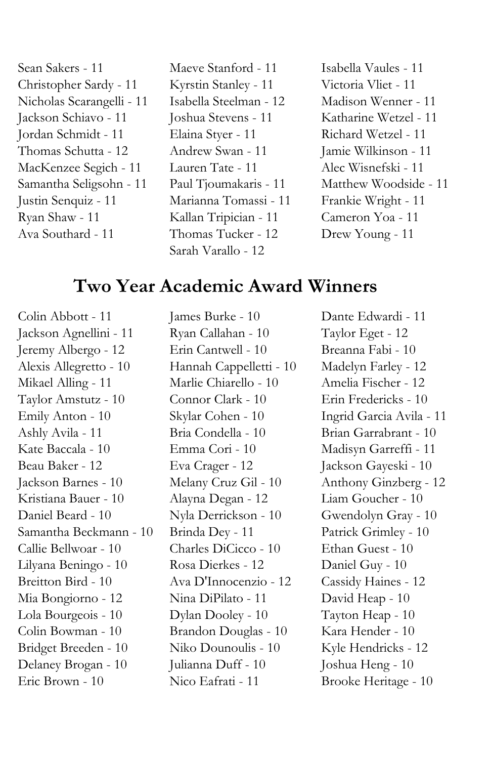Sean Sakers - 11
Christopher Sardy - 11
Nicholas Scarangelli - 11
Jackson Schiavo - 11
Jordan Schmidt - 11
Thomas Schutta - 12
MacKenzee Segich - 11
Samantha Seligsohn - 11
Justin Senquiz - 11
Ryan Shaw - 11
Ava Southard - 11
Maeve Stanford - 11
Kyrstin Stanley - 11
Isabella Steelman - 12
Joshua Stevens - 11
Elaina Styer - 11
Andrew Swan - 11
Lauren Tate - 11
Paul Tjoumakaris - 11
Marianna Tomassi - 11
Kallan Tripician - 11
Thomas Tucker - 12
Sarah Varallo - 12
Isabella Vaules - 11
Victoria Vliet - 11
Madison Wenner - 11
Katharine Wetzel - 11
Richard Wetzel - 11
Jamie Wilkinson - 11
Alec Wisnefski - 11
Matthew Woodside - 11
Frankie Wright - 11
Cameron Yoa - 11
Drew Young - 11

## Two Year Academic Award Winners

Colin Abbott - 11
Jackson Agnellini - 11
Jeremy Albergo - 12
Alexis Allegretto - 10
Mikael Alling - 11
Taylor Amstutz - 10
Emily Anton - 10
Ashly Avila - 11
Kate Baccala - 10
Beau Baker - 12
Jackson Barnes - 10
Kristiana Bauer - 10
Daniel Beard - 10
Samantha Beckmann - 10
Callie Bellwoar - 10
Lilyana Beningo - 10
Breitton Bird - 10
Mia Bongiorno - 12
Lola Bourgeois - 10
Colin Bowman - 10
Bridget Breeden - 10
Delaney Brogan - 10
Eric Brown - 10
James Burke - 10
Ryan Callahan - 10
Erin Cantwell - 10
Hannah Cappelletti - 10
Marlie Chiarello - 10
Connor Clark - 10
Skylar Cohen - 10
Bria Condella - 10
Emma Cori - 10
Eva Crager - 12
Melany Cruz Gil - 10
Alayna Degan - 12
Nyla Derrickson - 10
Brinda Dey - 11
Charles DiCicco - 10
Rosa Dierkes - 12
Ava D'Innocenzio - 12
Nina DiPilato - 11
Dylan Dooley - 10
Brandon Douglas - 10
Niko Dounoulis - 10
Julianna Duff - 10
Nico Eafrati - 11
Dante Edwardi - 11
Taylor Eget - 12
Breanna Fabi - 10
Madelyn Farley - 12
Amelia Fischer - 12
Erin Fredericks - 10
Ingrid Garcia Avila - 11
Brian Garrabrant - 10
Madisyn Garreffi - 11
Jackson Gayeski - 10
Anthony Ginzberg - 12
Liam Goucher - 10
Gwendolyn Gray - 10
Patrick Grimley - 10
Ethan Guest - 10
Daniel Guy - 10
Cassidy Haines - 12
David Heap - 10
Tayton Heap - 10
Kara Hender - 10
Kyle Hendricks - 12
Joshua Heng - 10
Brooke Heritage - 10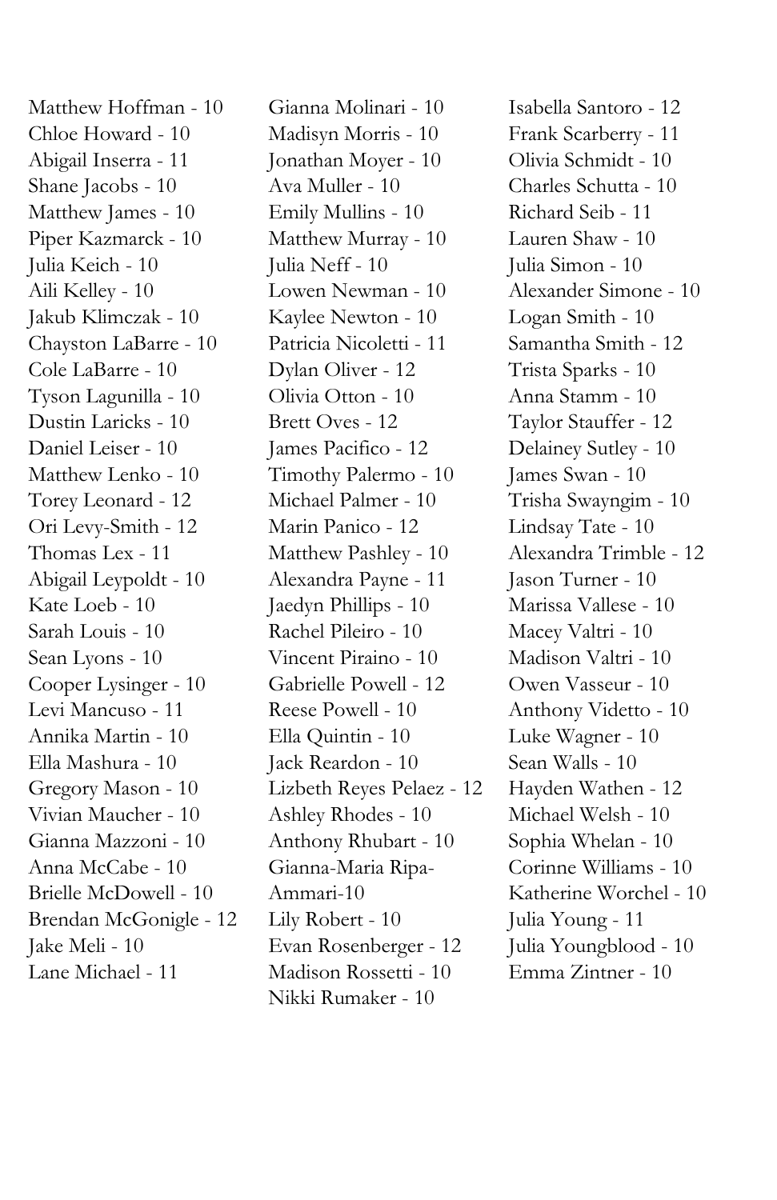Matthew Hoffman - 10
Chloe Howard - 10
Abigail Inserra - 11
Shane Jacobs - 10
Matthew James - 10
Piper Kazmarck - 10
Julia Keich - 10
Aili Kelley - 10
Jakub Klimczak - 10
Chayston LaBarre - 10
Cole LaBarre - 10
Tyson Lagunilla - 10
Dustin Laricks - 10
Daniel Leiser - 10
Matthew Lenko - 10
Torey Leonard - 12
Ori Levy-Smith - 12
Thomas Lex - 11
Abigail Leypoldt - 10
Kate Loeb - 10
Sarah Louis - 10
Sean Lyons - 10
Cooper Lysinger - 10
Levi Mancuso - 11
Annika Martin - 10
Ella Mashura - 10
Gregory Mason - 10
Vivian Maucher - 10
Gianna Mazzoni - 10
Anna McCabe - 10
Brielle McDowell - 10
Brendan McGonigle - 12
Jake Meli - 10
Lane Michael - 11
Gianna Molinari - 10
Madisyn Morris - 10
Jonathan Moyer - 10
Ava Muller - 10
Emily Mullins - 10
Matthew Murray - 10
Julia Neff - 10
Lowen Newman - 10
Kaylee Newton - 10
Patricia Nicoletti - 11
Dylan Oliver - 12
Olivia Otton - 10
Brett Oves - 12
James Pacifico - 12
Timothy Palermo - 10
Michael Palmer - 10
Marin Panico - 12
Matthew Pashley - 10
Alexandra Payne - 11
Jaedyn Phillips - 10
Rachel Pileiro - 10
Vincent Piraino - 10
Gabrielle Powell - 12
Reese Powell - 10
Ella Quintin - 10
Jack Reardon - 10
Lizbeth Reyes Pelaez - 12
Ashley Rhodes - 10
Anthony Rhubart - 10
Gianna-Maria Ripa-Ammari-10
Lily Robert - 10
Evan Rosenberger - 12
Madison Rossetti - 10
Nikki Rumaker - 10
Isabella Santoro - 12
Frank Scarberry - 11
Olivia Schmidt - 10
Charles Schutta - 10
Richard Seib - 11
Lauren Shaw - 10
Julia Simon - 10
Alexander Simone - 10
Logan Smith - 10
Samantha Smith - 12
Trista Sparks - 10
Anna Stamm - 10
Taylor Stauffer - 12
Delainey Sutley - 10
James Swan - 10
Trisha Swayngim - 10
Lindsay Tate - 10
Alexandra Trimble - 12
Jason Turner - 10
Marissa Vallese - 10
Macey Valtri - 10
Madison Valtri - 10
Owen Vasseur - 10
Anthony Videtto - 10
Luke Wagner - 10
Sean Walls - 10
Hayden Wathen - 12
Michael Welsh - 10
Sophia Whelan - 10
Corinne Williams - 10
Katherine Worchel - 10
Julia Young - 11
Julia Youngblood - 10
Emma Zintner - 10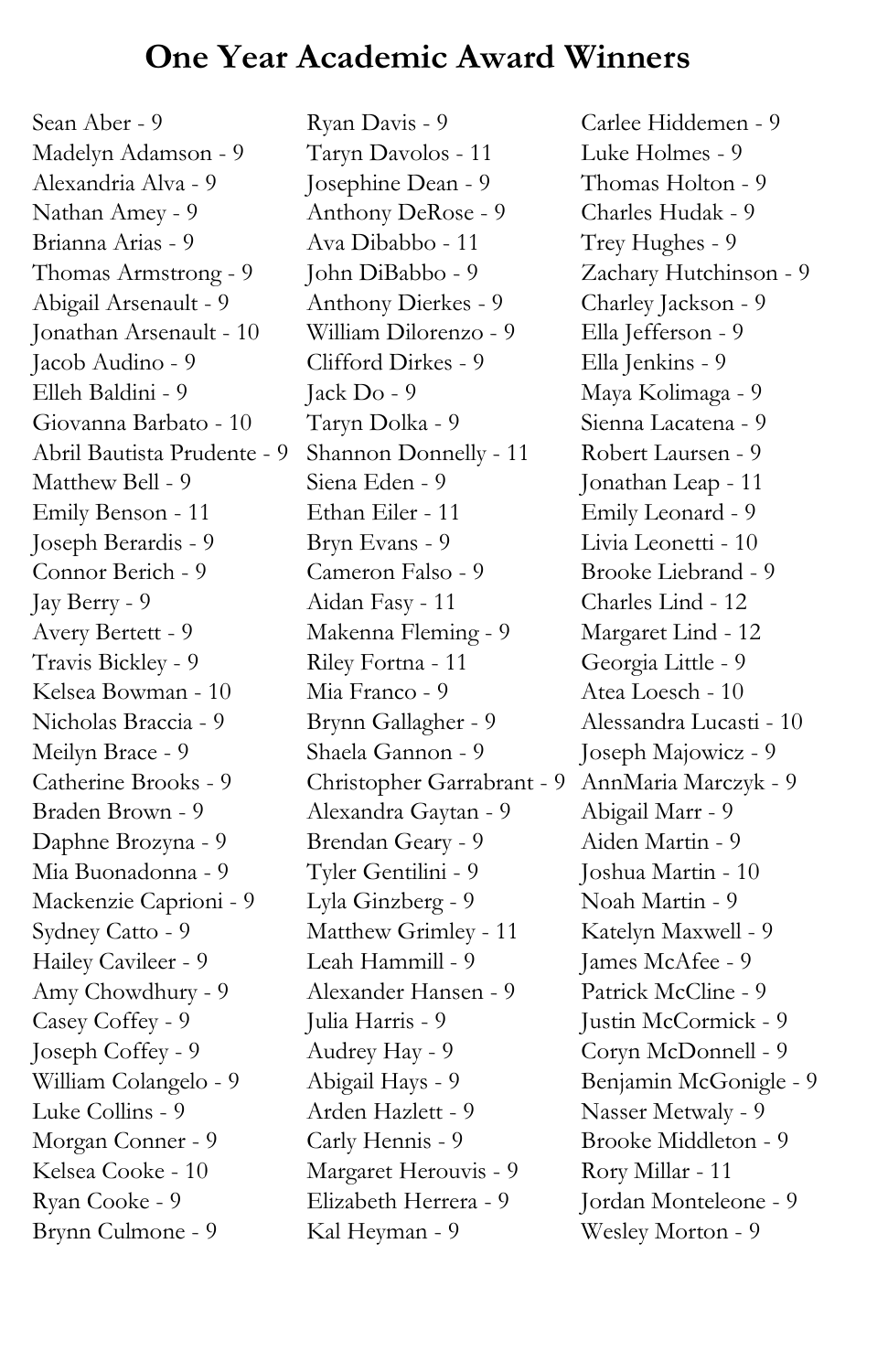# One Year Academic Award Winners

Sean Aber - 9
Madelyn Adamson - 9
Alexandria Alva - 9
Nathan Amey - 9
Brianna Arias - 9
Thomas Armstrong - 9
Abigail Arsenault - 9
Jonathan Arsenault - 10
Jacob Audino - 9
Elleh Baldini - 9
Giovanna Barbato - 10
Abril Bautista Prudente - 9
Matthew Bell - 9
Emily Benson - 11
Joseph Berardis - 9
Connor Berich - 9
Jay Berry - 9
Avery Bertett - 9
Travis Bickley - 9
Kelsea Bowman - 10
Nicholas Braccia - 9
Meilyn Brace - 9
Catherine Brooks - 9
Braden Brown - 9
Daphne Brozyna - 9
Mia Buonadonna - 9
Mackenzie Caprioni - 9
Sydney Catto - 9
Hailey Cavileer - 9
Amy Chowdhury - 9
Casey Coffey - 9
Joseph Coffey - 9
William Colangelo - 9
Luke Collins - 9
Morgan Conner - 9
Kelsea Cooke - 10
Ryan Cooke - 9
Brynn Culmone - 9

Ryan Davis - 9
Taryn Davolos - 11
Josephine Dean - 9
Anthony DeRose - 9
Ava Dibabbo - 11
John DiBabbo - 9
Anthony Dierkes - 9
William Dilorenzo - 9
Clifford Dirkes - 9
Jack Do - 9
Taryn Dolka - 9
Shannon Donnelly - 11
Siena Eden - 9
Ethan Eiler - 11
Bryn Evans - 9
Cameron Falso - 9
Aidan Fasy - 11
Makenna Fleming - 9
Riley Fortna - 11
Mia Franco - 9
Brynn Gallagher - 9
Shaela Gannon - 9
Christopher Garrabrant - 9
Alexandra Gaytan - 9
Brendan Geary - 9
Tyler Gentilini - 9
Lyla Ginzberg - 9
Matthew Grimley - 11
Leah Hammill - 9
Alexander Hansen - 9
Julia Harris - 9
Audrey Hay - 9
Abigail Hays - 9
Arden Hazlett - 9
Carly Hennis - 9
Margaret Herouvis - 9
Elizabeth Herrera - 9
Kal Heyman - 9

Carlee Hiddemen - 9
Luke Holmes - 9
Thomas Holton - 9
Charles Hudak - 9
Trey Hughes - 9
Zachary Hutchinson - 9
Charley Jackson - 9
Ella Jefferson - 9
Ella Jenkins - 9
Maya Kolimaga - 9
Sienna Lacatena - 9
Robert Laursen - 9
Jonathan Leap - 11
Emily Leonard - 9
Livia Leonetti - 10
Brooke Liebrand - 9
Charles Lind - 12
Margaret Lind - 12
Georgia Little - 9
Atea Loesch - 10
Alessandra Lucasti - 10
Joseph Majowicz - 9
AnnMaria Marczyk - 9
Abigail Marr - 9
Aiden Martin - 9
Joshua Martin - 10
Noah Martin - 9
Katelyn Maxwell - 9
James McAfee - 9
Patrick McCline - 9
Justin McCormick - 9
Coryn McDonnell - 9
Benjamin McGonigle - 9
Nasser Metwaly - 9
Brooke Middleton - 9
Rory Millar - 11
Jordan Monteleone - 9
Wesley Morton - 9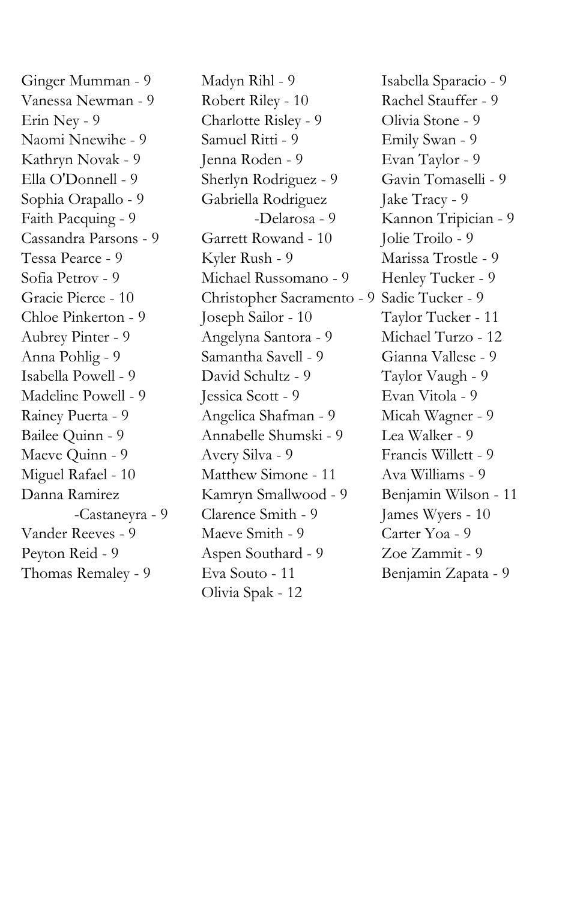Ginger Mumman - 9
Vanessa Newman - 9
Erin Ney - 9
Naomi Nnewihe - 9
Kathryn Novak - 9
Ella O'Donnell - 9
Sophia Orapallo - 9
Faith Pacquing - 9
Cassandra Parsons - 9
Tessa Pearce - 9
Sofia Petrov - 9
Gracie Pierce - 10
Chloe Pinkerton - 9
Aubrey Pinter - 9
Anna Pohlig - 9
Isabella Powell - 9
Madeline Powell - 9
Rainey Puerta - 9
Bailee Quinn - 9
Maeve Quinn - 9
Miguel Rafael - 10
Danna Ramirez -Castaneyra - 9
Vander Reeves - 9
Peyton Reid - 9
Thomas Remaley - 9
Madyn Rihl - 9
Robert Riley - 10
Charlotte Risley - 9
Samuel Ritti - 9
Jenna Roden - 9
Sherlyn Rodriguez - 9
Gabriella Rodriguez -Delarosa - 9
Garrett Rowand - 10
Kyler Rush - 9
Michael Russomano - 9
Christopher Sacramento - 9
Joseph Sailor - 10
Angelyna Santora - 9
Samantha Savell - 9
David Schultz - 9
Jessica Scott - 9
Angelica Shafman - 9
Annabelle Shumski - 9
Avery Silva - 9
Matthew Simone - 11
Kamryn Smallwood - 9
Clarence Smith - 9
Maeve Smith - 9
Aspen Southard - 9
Eva Souto - 11
Olivia Spak - 12
Isabella Sparacio - 9
Rachel Stauffer - 9
Olivia Stone - 9
Emily Swan - 9
Evan Taylor - 9
Gavin Tomaselli - 9
Jake Tracy - 9
Kannon Tripician - 9
Jolie Troilo - 9
Marissa Trostle - 9
Henley Tucker - 9
Sadie Tucker - 9
Taylor Tucker - 11
Michael Turzo - 12
Gianna Vallese - 9
Taylor Vaugh - 9
Evan Vitola - 9
Micah Wagner - 9
Lea Walker - 9
Francis Willett - 9
Ava Williams - 9
Benjamin Wilson - 11
James Wyers - 10
Carter Yoa - 9
Zoe Zammit - 9
Benjamin Zapata - 9